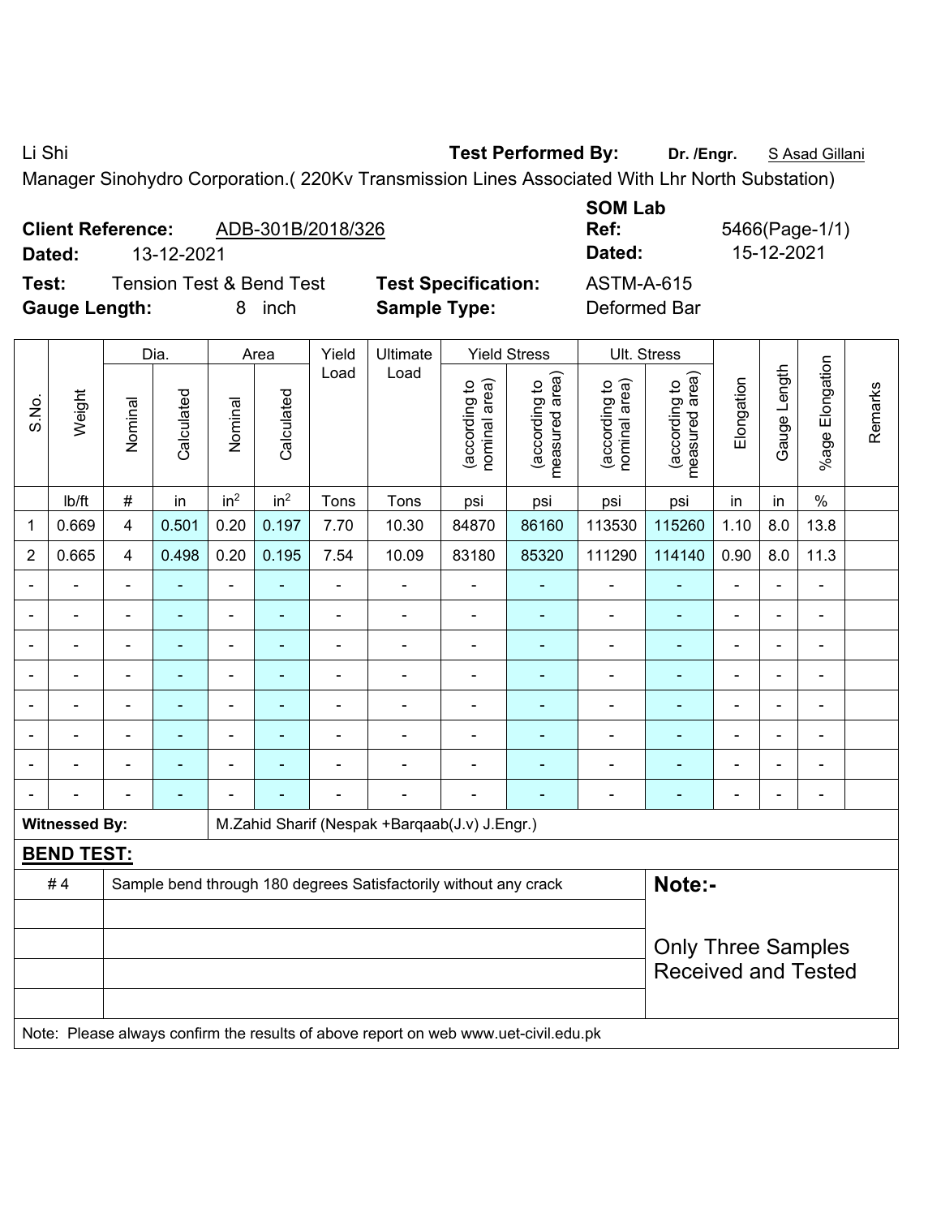Li Shi **Test Performed By:** **Dr. /Engr.** S Asad Gillani

Manager Sinohydro Corporation.( 220Kv Transmission Lines Associated With Lhr North Substation)

**Client Reference:** ADB-301B/2018/326 **SOM Lab Ref:** 5466(Page-1/1)

**Dated:** 13-12-2021 **Dated:** 15-12-2021

**Test:** Tension Test & Bend Test **Test Specification:** ASTM-A-615

**Gauge Length:** 8 inch **Sample Type:** Deformed Bar

| S.No. | Weight | Dia. | | Area | | Yield Load | Ultimate Load | Yield Stress | | Ult. Stress | | Elongation | Gauge Length | %age Elongation | Remarks |
|---|---|---|---|---|---|---|---|---|---|---|---|---|---|---|---|
| | | Nominal | Calculated | Nominal | Calculated | | | (according to nominal area) | (according to measured area) | (according to nominal area) | (according to measured area) | | | | |
| | lb/ft | # | in | $in^2$ | $in^2$ | Tons | Tons | psi | psi | psi | psi | in | in | % | |
| 1 | 0.669 | 4 | 0.501 | 0.20 | 0.197 | 7.70 | 10.30 | 84870 | 86160 | 113530 | 115260 | 1.10 | 8.0 | 13.8 | |
| 2 | 0.665 | 4 | 0.498 | 0.20 | 0.195 | 7.54 | 10.09 | 83180 | 85320 | 111290 | 114140 | 0.90 | 8.0 | 11.3 | |
| - | - | - | - | - | - | - | - | - | - | - | - | - | - | - | |
| - | - | - | - | - | - | - | - | - | - | - | - | - | - | - | |
| - | - | - | - | - | - | - | - | - | - | - | - | - | - | - | |
| - | - | - | - | - | - | - | - | - | - | - | - | - | - | - | |
| - | - | - | - | - | - | - | - | - | - | - | - | - | - | - | |
| - | - | - | - | - | - | - | - | - | - | - | - | - | - | - | |
| - | - | - | - | - | - | - | - | - | - | - | - | - | - | - | |
| - | - | - | - | - | - | - | - | - | - | - | - | - | - | - | |

**Witnessed By:** M.Zahid Sharif (Nespak +Barqaab(J.v) J.Engr.)

**BEND TEST:**

| | | |
|---|---|---|
| # 4 | Sample bend through 180 degrees Satisfactorily without any crack | **Note:-** |
| | | Only Three Samples Received and Tested |

Note: Please always confirm the results of above report on web www.uet-civil.edu.pk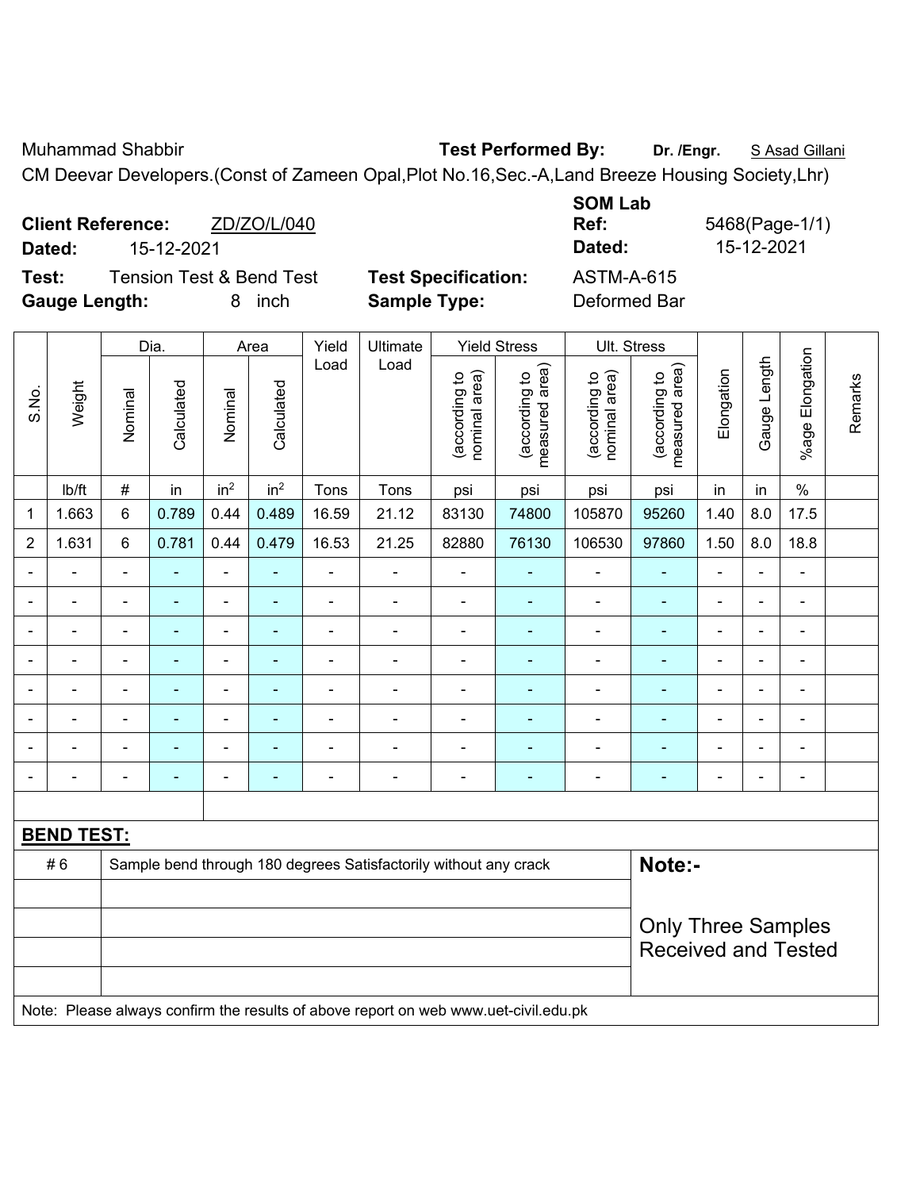Muhammad Shabbir

**Test Performed By:** **Dr. /Engr.** S Asad Gillani

CM Deevar Developers.(Const of Zameen Opal,Plot No.16,Sec.-A,Land Breeze Housing Society,Lhr)

**Client Reference:** ZD/ZO/L/040
**Dated:** 15-12-2021

**SOM Lab Ref:** 5468(Page-1/1)
**Dated:** 15-12-2021

**Test:** Tension Test & Bend Test
**Test Specification:** ASTM-A-615
**Gauge Length:** 8 inch
**Sample Type:** Deformed Bar

| S.No. | Weight | Dia. | | Area | | Yield Load | Ultimate Load | Yield Stress | | Ult. Stress | | Elongation | Gauge Length | %age Elongation | Remarks |
|---|---|---|---|---|---|---|---|---|---|---|---|---|---|---|---|
| | | Nominal | Calculated | Nominal | Calculated | | | (according to nominal area) | (according to measured area) | (according to nominal area) | (according to measured area) | | | | |
| | lb/ft | # | in | $in^2$ | $in^2$ | Tons | Tons | psi | psi | psi | psi | in | in | % | |
| 1 | 1.663 | 6 | 0.789 | 0.44 | 0.489 | 16.59 | 21.12 | 83130 | 74800 | 105870 | 95260 | 1.40 | 8.0 | 17.5 | |
| 2 | 1.631 | 6 | 0.781 | 0.44 | 0.479 | 16.53 | 21.25 | 82880 | 76130 | 106530 | 97860 | 1.50 | 8.0 | 18.8 | |
| - | - | - | - | - | - | - | - | - | - | - | - | - | - | - | |
| - | - | - | - | - | - | - | - | - | - | - | - | - | - | - | |
| - | - | - | - | - | - | - | - | - | - | - | - | - | - | - | |
| - | - | - | - | - | - | - | - | - | - | - | - | - | - | - | |
| - | - | - | - | - | - | - | - | - | - | - | - | - | - | - | |
| - | - | - | - | - | - | - | - | - | - | - | - | - | - | - | |
| - | - | - | - | - | - | - | - | - | - | - | - | - | - | - | |
| - | - | - | - | - | - | - | - | - | - | - | - | - | - | - | |

**BEND TEST:**

| | |
|---|---|
| # 6 | Sample bend through 180 degrees Satisfactorily without any crack |

**Note:-**

Only Three Samples Received and Tested

Note: Please always confirm the results of above report on web www.uet-civil.edu.pk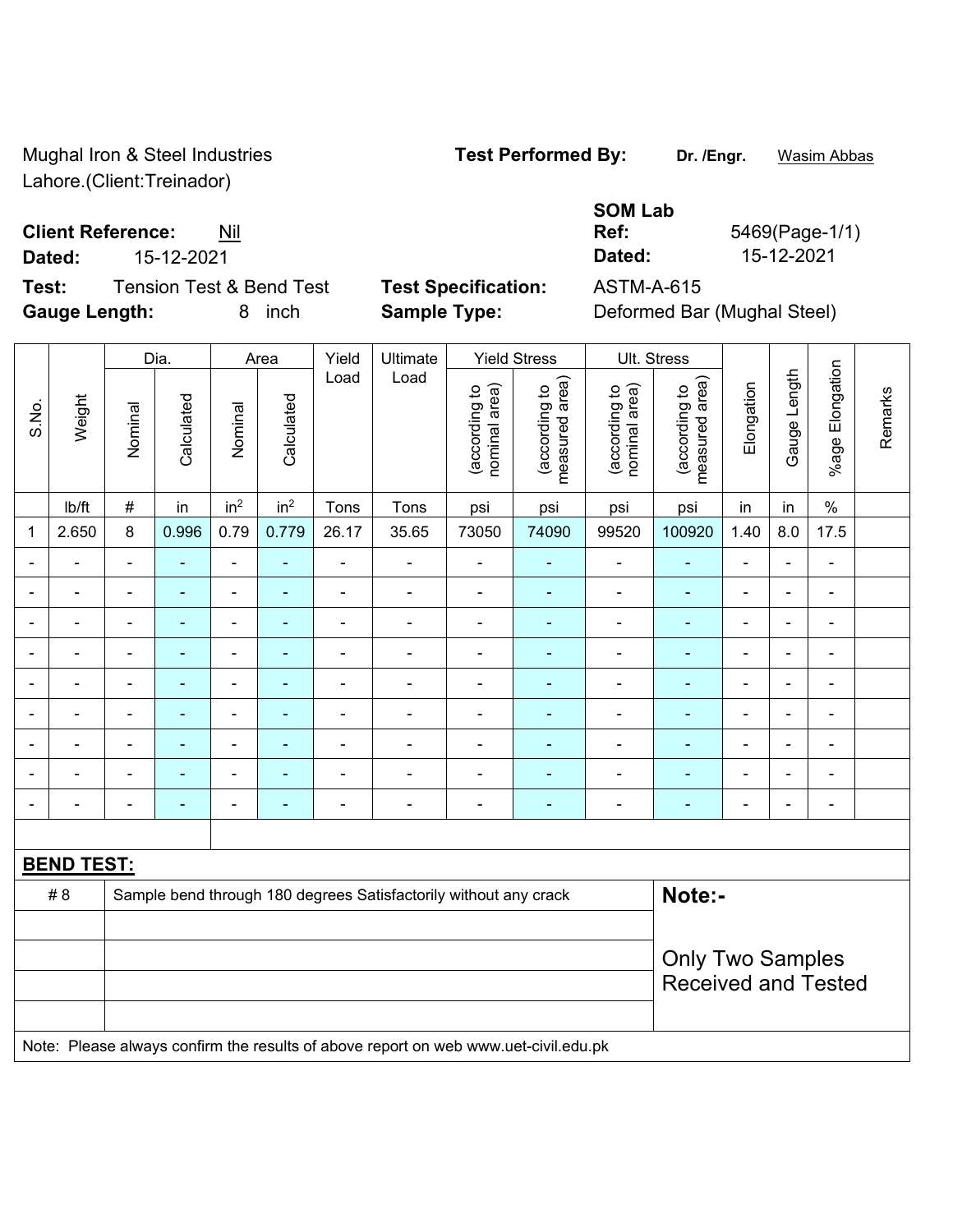Mughal Iron & Steel Industries
Lahore.(Client:Treinador)

**Test Performed By:** **Dr. /Engr.** Wasim Abbas

**SOM Lab**

**Client Reference:** Nil
**Ref:** 5469(Page-1/1)

**Dated:** 15-12-2021
**Dated:** 15-12-2021

**Test:** Tension Test & Bend Test
**Test Specification:** ASTM-A-615

**Gauge Length:** 8 inch
**Sample Type:** Deformed Bar (Mughal Steel)

| S.No. | Weight | Dia. | | Area | | Yield Load | Ultimate Load | Yield Stress | | Ult. Stress | | Elongation | Gauge Length | %age Elongation | Remarks |
|---|---|---|---|---|---|---|---|---|---|---|---|---|---|---|---|
| | | Nominal | Calculated | Nominal | Calculated | | | (according to nominal area) | (according to measured area) | (according to nominal area) | (according to measured area) | | | | |
| | lb/ft | # | in | $in^2$ | $in^2$ | Tons | Tons | psi | psi | psi | psi | in | in | % | |
| 1 | 2.650 | 8 | 0.996 | 0.79 | 0.779 | 26.17 | 35.65 | 73050 | 74090 | 99520 | 100920 | 1.40 | 8.0 | 17.5 | |
| - | - | - | - | - | - | - | - | - | - | - | - | - | - | - | |
| - | - | - | - | - | - | - | - | - | - | - | - | - | - | - | |
| - | - | - | - | - | - | - | - | - | - | - | - | - | - | - | |
| - | - | - | - | - | - | - | - | - | - | - | - | - | - | - | |
| - | - | - | - | - | - | - | - | - | - | - | - | - | - | - | |
| - | - | - | - | - | - | - | - | - | - | - | - | - | - | - | |
| - | - | - | - | - | - | - | - | - | - | - | - | - | - | - | |
| - | - | - | - | - | - | - | - | - | - | - | - | - | - | - | |
| - | - | - | - | - | - | - | - | - | - | - | - | - | - | - | |

**BEND TEST:**

| | | |
|---|---|---|
| # 8 | Sample bend through 180 degrees Satisfactorily without any crack | **Note:-** |
| | | Only Two Samples Received and Tested |

Note: Please always confirm the results of above report on web www.uet-civil.edu.pk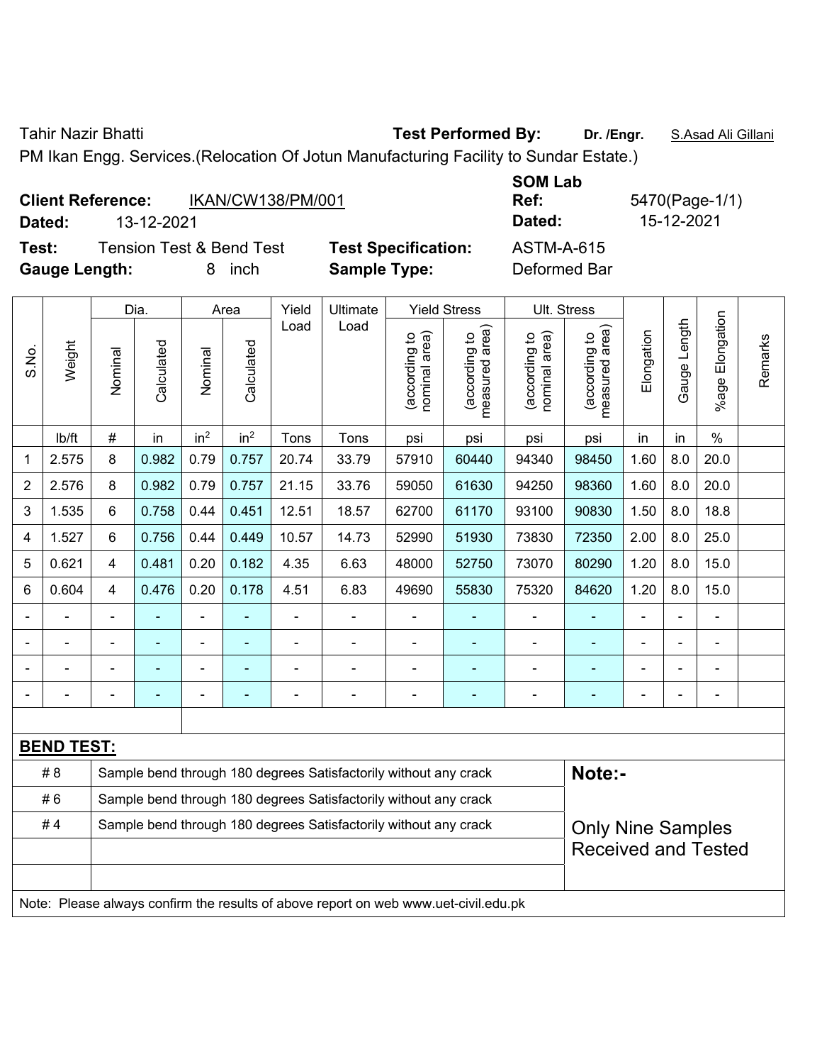Tahir Nazir Bhatti **Test Performed By:** **Dr. /Engr.** S.Asad Ali Gillani

PM Ikan Engg. Services.(Relocation Of Jotun Manufacturing Facility to Sundar Estate.)

**Client Reference:** IKAN/CW138/PM/001 **SOM Lab Ref:** 5470(Page-1/1)

**Dated:** 13-12-2021 **Dated:** 15-12-2021

**Test:** Tension Test & Bend Test **Test Specification:** ASTM-A-615

**Gauge Length:** 8 inch **Sample Type:** Deformed Bar

| S.No. | Weight | Dia. | | Area | | Yield Load | Ultimate Load | Yield Stress | | Ult. Stress | | Elongation | Gauge Length | %age Elongation | Remarks |
|---|---|---|---|---|---|---|---|---|---|---|---|---|---|---|---|
| | | Nominal | Calculated | Nominal | Calculated | | | (according to nominal area) | (according to measured area) | (according to nominal area) | (according to measured area) | | | | |
| | lb/ft | # | in | in$^2$ | in$^2$ | Tons | Tons | psi | psi | psi | psi | in | in | % | |
| 1 | 2.575 | 8 | 0.982 | 0.79 | 0.757 | 20.74 | 33.79 | 57910 | 60440 | 94340 | 98450 | 1.60 | 8.0 | 20.0 | |
| 2 | 2.576 | 8 | 0.982 | 0.79 | 0.757 | 21.15 | 33.76 | 59050 | 61630 | 94250 | 98360 | 1.60 | 8.0 | 20.0 | |
| 3 | 1.535 | 6 | 0.758 | 0.44 | 0.451 | 12.51 | 18.57 | 62700 | 61170 | 93100 | 90830 | 1.50 | 8.0 | 18.8 | |
| 4 | 1.527 | 6 | 0.756 | 0.44 | 0.449 | 10.57 | 14.73 | 52990 | 51930 | 73830 | 72350 | 2.00 | 8.0 | 25.0 | |
| 5 | 0.621 | 4 | 0.481 | 0.20 | 0.182 | 4.35 | 6.63 | 48000 | 52750 | 73070 | 80290 | 1.20 | 8.0 | 15.0 | |
| 6 | 0.604 | 4 | 0.476 | 0.20 | 0.178 | 4.51 | 6.83 | 49690 | 55830 | 75320 | 84620 | 1.20 | 8.0 | 15.0 | |
| - | - | - | - | - | - | - | - | - | - | - | - | - | - | - | |
| - | - | - | - | - | - | - | - | - | - | - | - | - | - | - | |
| - | - | - | - | - | - | - | - | - | - | - | - | - | - | - | |
| - | - | - | - | - | - | - | - | - | - | - | - | - | - | - | |

**BEND TEST:**

| | | |
|---|---|---|
| # 8 | Sample bend through 180 degrees Satisfactorily without any crack | **Note:-** |
| # 6 | Sample bend through 180 degrees Satisfactorily without any crack | |
| # 4 | Sample bend through 180 degrees Satisfactorily without any crack | Only Nine Samples Received and Tested |

Note: Please always confirm the results of above report on web www.uet-civil.edu.pk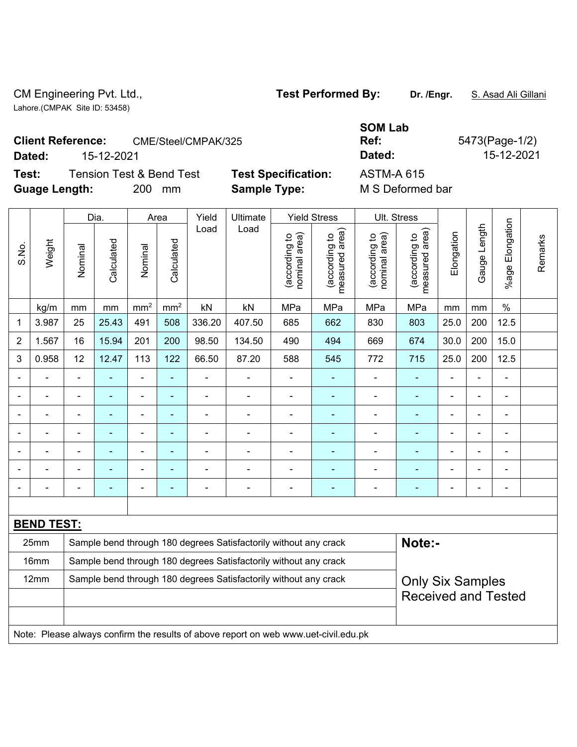CM Engineering Pvt. Ltd., Lahore.(CMPAK Site ID: 53458)

**Test Performed By:** Dr. /Engr. S. Asad Ali Gillani

**Client Reference:** CME/Steel/CMPAK/325

**Dated:** 15-12-2021

**SOM Lab Ref:** 5473(Page-1/2)

**Dated:** 15-12-2021

**Test:** Tension Test & Bend Test

**Test Specification:** ASTM-A 615

**Guage Length:** 200 mm

**Sample Type:** M S Deformed bar

| S.No. | Weight | Dia. | | Area | | Yield Load | Ultimate Load | Yield Stress | | Ult. Stress | | Elongation | Gauge Length | %age Elongation | Remarks |
|---|---|---|---|---|---|---|---|---|---|---|---|---|---|---|---|
| | | Nominal | Calculated | Nominal | Calculated | | | (according to nominal area) | (according to measured area) | (according to nominal area) | (according to measured area) | | | | |
| | kg/m | mm | mm | mm² | mm² | kN | kN | MPa | MPa | MPa | MPa | mm | mm | % | |
| 1 | 3.987 | 25 | 25.43 | 491 | 508 | 336.20 | 407.50 | 685 | 662 | 830 | 803 | 25.0 | 200 | 12.5 | |
| 2 | 1.567 | 16 | 15.94 | 201 | 200 | 98.50 | 134.50 | 490 | 494 | 669 | 674 | 30.0 | 200 | 15.0 | |
| 3 | 0.958 | 12 | 12.47 | 113 | 122 | 66.50 | 87.20 | 588 | 545 | 772 | 715 | 25.0 | 200 | 12.5 | |
| - | - | - | - | - | - | - | - | - | - | - | - | - | - | - | |
| - | - | - | - | - | - | - | - | - | - | - | - | - | - | - | |
| - | - | - | - | - | - | - | - | - | - | - | - | - | - | - | |
| - | - | - | - | - | - | - | - | - | - | - | - | - | - | - | |
| - | - | - | - | - | - | - | - | - | - | - | - | - | - | - | |
| - | - | - | - | - | - | - | - | - | - | - | - | - | - | - | |
| - | - | - | - | - | - | - | - | - | - | - | - | - | - | - | |

**BEND TEST:**

| Size | Result |
|---|---|
| 25mm | Sample bend through 180 degrees Satisfactorily without any crack |
| 16mm | Sample bend through 180 degrees Satisfactorily without any crack |
| 12mm | Sample bend through 180 degrees Satisfactorily without any crack |

**Note:-**

Only Six Samples Received and Tested

Note: Please always confirm the results of above report on web www.uet-civil.edu.pk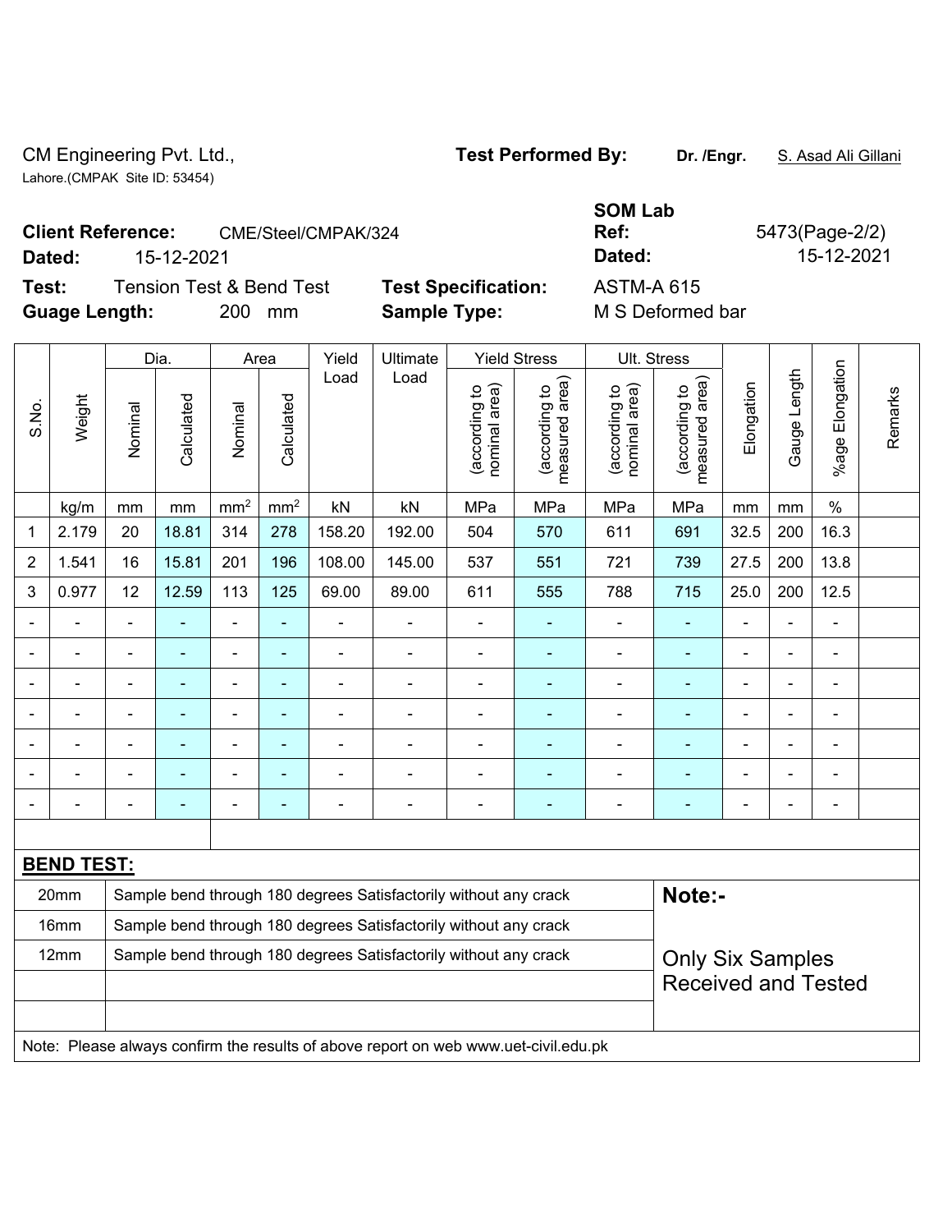CM Engineering Pvt. Ltd.,
Lahore.(CMPAK Site ID: 53454)

**Test Performed By:** **Dr. /Engr.** S. Asad Ali Gillani

**Client Reference:** CME/Steel/CMPAK/324

**Dated:** 15-12-2021

**SOM Lab Ref:** 5473(Page-2/2)

**Dated:** 15-12-2021

**Test:** Tension Test & Bend Test

**Test Specification:** ASTM-A 615

**Guage Length:** 200 mm

**Sample Type:** M S Deformed bar

| S.No. | Weight | Dia. | | Area | | Yield Load | Ultimate Load | Yield Stress | | Ult. Stress | | Elongation | Gauge Length | %age Elongation | Remarks |
|---|---|---|---|---|---|---|---|---|---|---|---|---|---|---|---|
| | | Nominal | Calculated | Nominal | Calculated | | | (according to nominal area) | (according to measured area) | (according to nominal area) | (according to measured area) | | | | |
| | kg/m | mm | mm | mm² | mm² | kN | kN | MPa | MPa | MPa | MPa | mm | mm | % | |
| 1 | 2.179 | 20 | 18.81 | 314 | 278 | 158.20 | 192.00 | 504 | 570 | 611 | 691 | 32.5 | 200 | 16.3 | |
| 2 | 1.541 | 16 | 15.81 | 201 | 196 | 108.00 | 145.00 | 537 | 551 | 721 | 739 | 27.5 | 200 | 13.8 | |
| 3 | 0.977 | 12 | 12.59 | 113 | 125 | 69.00 | 89.00 | 611 | 555 | 788 | 715 | 25.0 | 200 | 12.5 | |
| - | - | - | - | - | - | - | - | - | - | - | - | - | - | - | |
| - | - | - | - | - | - | - | - | - | - | - | - | - | - | - | |
| - | - | - | - | - | - | - | - | - | - | - | - | - | - | - | |
| - | - | - | - | - | - | - | - | - | - | - | - | - | - | - | |
| - | - | - | - | - | - | - | - | - | - | - | - | - | - | - | |
| - | - | - | - | - | - | - | - | - | - | - | - | - | - | - | |
| - | - | - | - | - | - | - | - | - | - | - | - | - | - | - | |

**BEND TEST:**

| Size | Result |
|---|---|
| 20mm | Sample bend through 180 degrees Satisfactorily without any crack |
| 16mm | Sample bend through 180 degrees Satisfactorily without any crack |
| 12mm | Sample bend through 180 degrees Satisfactorily without any crack |

**Note:-**

Only Six Samples Received and Tested

Note: Please always confirm the results of above report on web www.uet-civil.edu.pk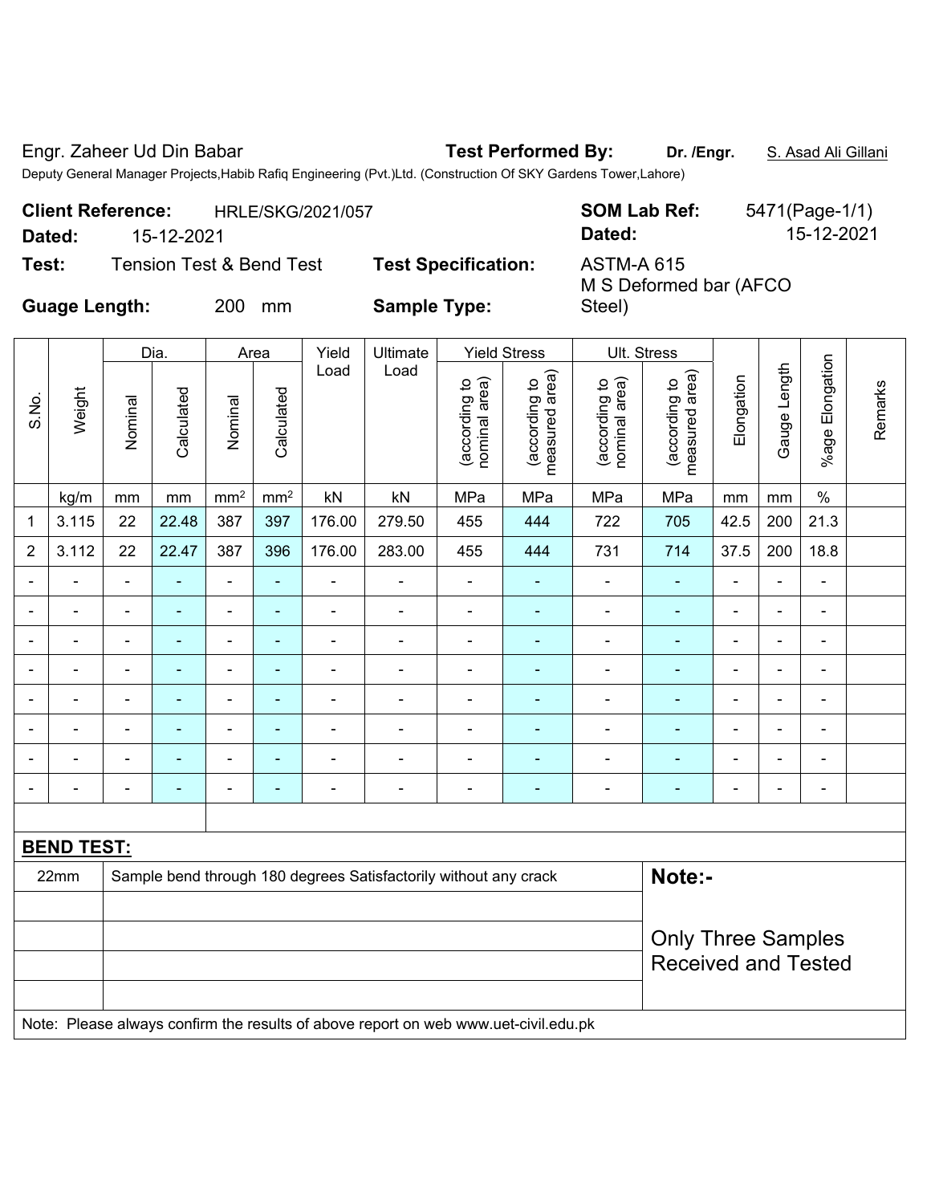Engr. Zaheer Ud Din Babar **Test Performed By:** **Dr. /Engr.** S. Asad Ali Gillani

Deputy General Manager Projects,Habib Rafiq Engineering (Pvt.)Ltd. (Construction Of SKY Gardens Tower,Lahore)

**Client Reference:** HRLE/SKG/2021/057 **SOM Lab Ref:** 5471(Page-1/1)

**Dated:** 15-12-2021 **Dated:** 15-12-2021

**Test:** Tension Test & Bend Test **Test Specification:** ASTM-A 615

**Guage Length:** 200 mm **Sample Type:** M S Deformed bar (AFCO Steel)

| S.No. | Weight | Dia. | | Area | | Yield Load | Ultimate Load | Yield Stress | | Ult. Stress | | Elongation | Gauge Length | %age Elongation | Remarks |
|---|---|---|---|---|---|---|---|---|---|---|---|---|---|---|---|
| | | Nominal | Calculated | Nominal | Calculated | | | (according to nominal area) | (according to measured area) | (according to nominal area) | (according to measured area) | | | | |
| | kg/m | mm | mm | $mm^2$ | $mm^2$ | kN | kN | MPa | MPa | MPa | MPa | mm | mm | % | |
| 1 | 3.115 | 22 | 22.48 | 387 | 397 | 176.00 | 279.50 | 455 | 444 | 722 | 705 | 42.5 | 200 | 21.3 | |
| 2 | 3.112 | 22 | 22.47 | 387 | 396 | 176.00 | 283.00 | 455 | 444 | 731 | 714 | 37.5 | 200 | 18.8 | |
| - | - | - | - | - | - | - | - | - | - | - | - | - | - | - | |
| - | - | - | - | - | - | - | - | - | - | - | - | - | - | - | |
| - | - | - | - | - | - | - | - | - | - | - | - | - | - | - | |
| - | - | - | - | - | - | - | - | - | - | - | - | - | - | - | |
| - | - | - | - | - | - | - | - | - | - | - | - | - | - | - | |
| - | - | - | - | - | - | - | - | - | - | - | - | - | - | - | |
| - | - | - | - | - | - | - | - | - | - | - | - | - | - | - | |
| - | - | - | - | - | - | - | - | - | - | - | - | - | - | - | |

**BEND TEST:**

| Size | Result |
|---|---|
| 22mm | Sample bend through 180 degrees Satisfactorily without any crack |

**Note:-**

Only Three Samples Received and Tested

Note: Please always confirm the results of above report on web www.uet-civil.edu.pk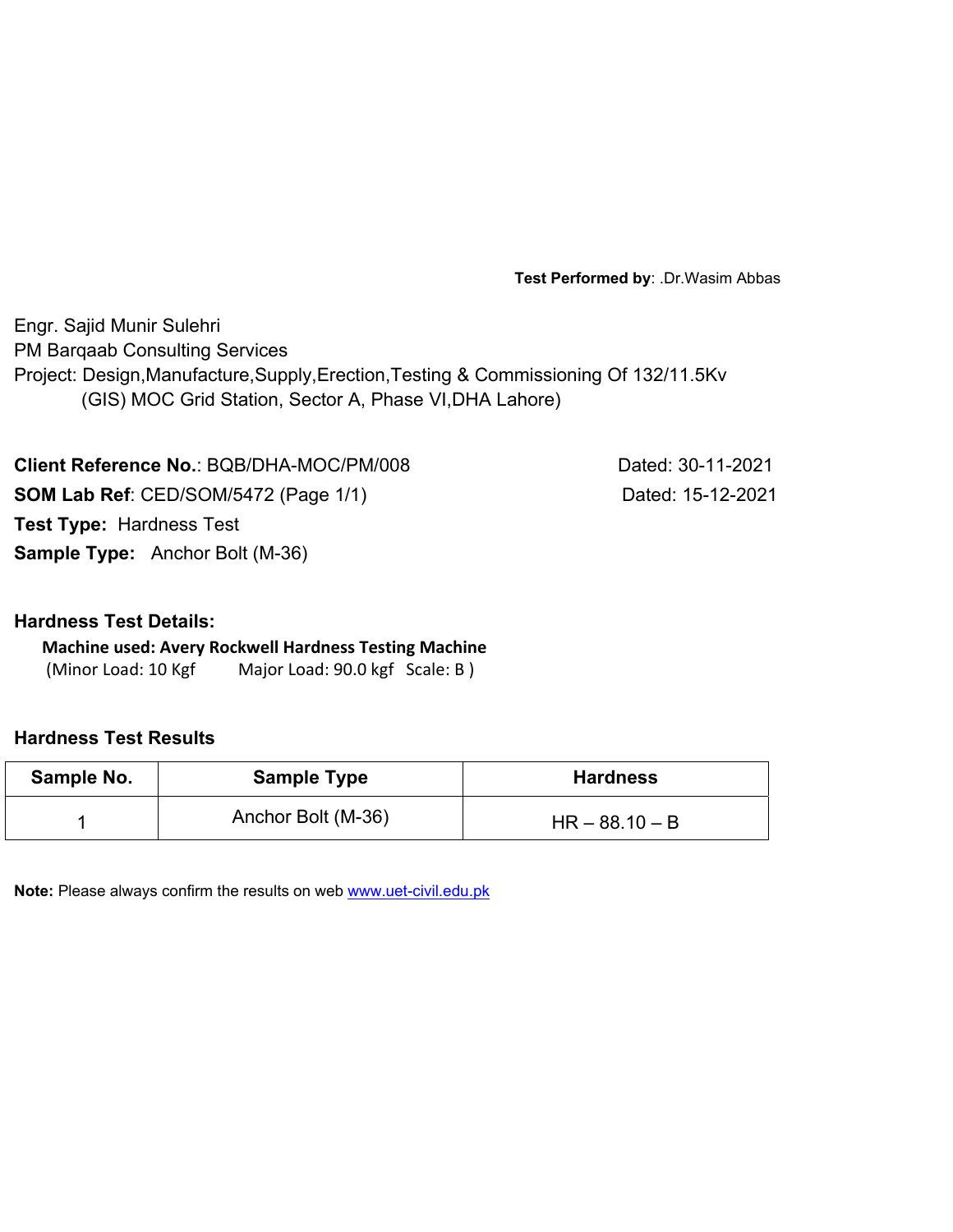**Test Performed by**: .Dr.Wasim Abbas

Engr. Sajid Munir Sulehri
PM Barqaab Consulting Services
Project: Design,Manufacture,Supply,Erection,Testing & Commissioning Of 132/11.5Kv
(GIS) MOC Grid Station, Sector A, Phase VI,DHA Lahore)

**Client Reference No.**: BQB/DHA-MOC/PM/008 Dated: 30-11-2021
**SOM Lab Ref**: CED/SOM/5472 (Page 1/1) Dated: 15-12-2021
**Test Type:** Hardness Test
**Sample Type:** Anchor Bolt (M-36)

**Hardness Test Details:**

**Machine used: Avery Rockwell Hardness Testing Machine**
(Minor Load: 10 Kgf Major Load: 90.0 kgf Scale: B )

**Hardness Test Results**

| Sample No. | Sample Type | Hardness |
|---|---|---|
| 1 | Anchor Bolt (M-36) | HR – 88.10 – B |

**Note:** Please always confirm the results on web www.uet-civil.edu.pk